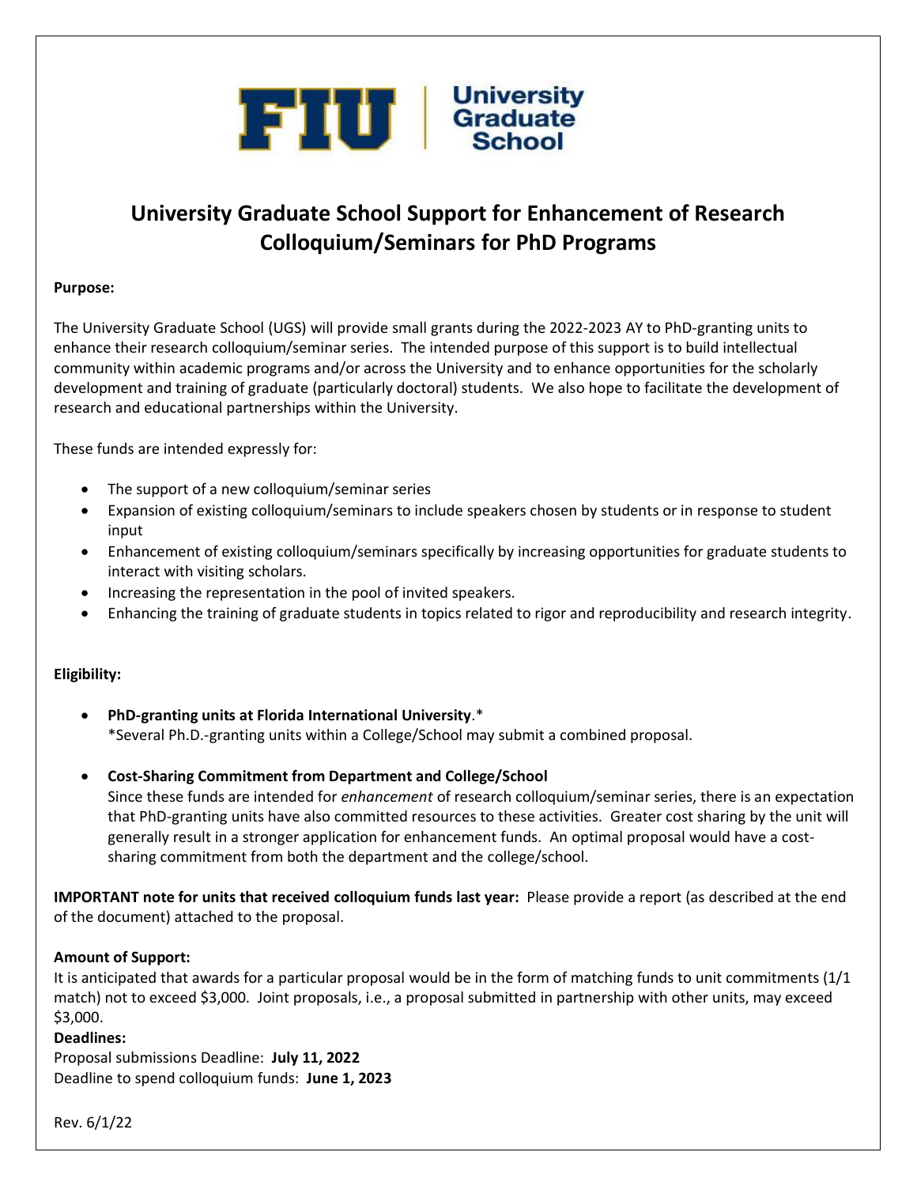FIU | University Graduate School

# University Graduate School Support for Enhancement of Research Colloquium/Seminars for PhD Programs

**Purpose:**

The University Graduate School (UGS) will provide small grants during the 2022-2023 AY to PhD-granting units to enhance their research colloquium/seminar series. The intended purpose of this support is to build intellectual community within academic programs and/or across the University and to enhance opportunities for the scholarly development and training of graduate (particularly doctoral) students. We also hope to facilitate the development of research and educational partnerships within the University.

These funds are intended expressly for:

- The support of a new colloquium/seminar series
- Expansion of existing colloquium/seminars to include speakers chosen by students or in response to student input
- Enhancement of existing colloquium/seminars specifically by increasing opportunities for graduate students to interact with visiting scholars.
- Increasing the representation in the pool of invited speakers.
- Enhancing the training of graduate students in topics related to rigor and reproducibility and research integrity.

**Eligibility:**

- **PhD-granting units at Florida International University**.*
  *Several Ph.D.-granting units within a College/School may submit a combined proposal.

- **Cost-Sharing Commitment from Department and College/School**
  Since these funds are intended for *enhancement* of research colloquium/seminar series, there is an expectation that PhD-granting units have also committed resources to these activities. Greater cost sharing by the unit will generally result in a stronger application for enhancement funds. An optimal proposal would have a cost-sharing commitment from both the department and the college/school.

**IMPORTANT note for units that received colloquium funds last year:** Please provide a report (as described at the end of the document) attached to the proposal.

**Amount of Support:**
It is anticipated that awards for a particular proposal would be in the form of matching funds to unit commitments (1/1 match) not to exceed $3,000. Joint proposals, i.e., a proposal submitted in partnership with other units, may exceed $3,000.

**Deadlines:**
Proposal submissions Deadline: **July 11, 2022**
Deadline to spend colloquium funds: **June 1, 2023**

Rev. 6/1/22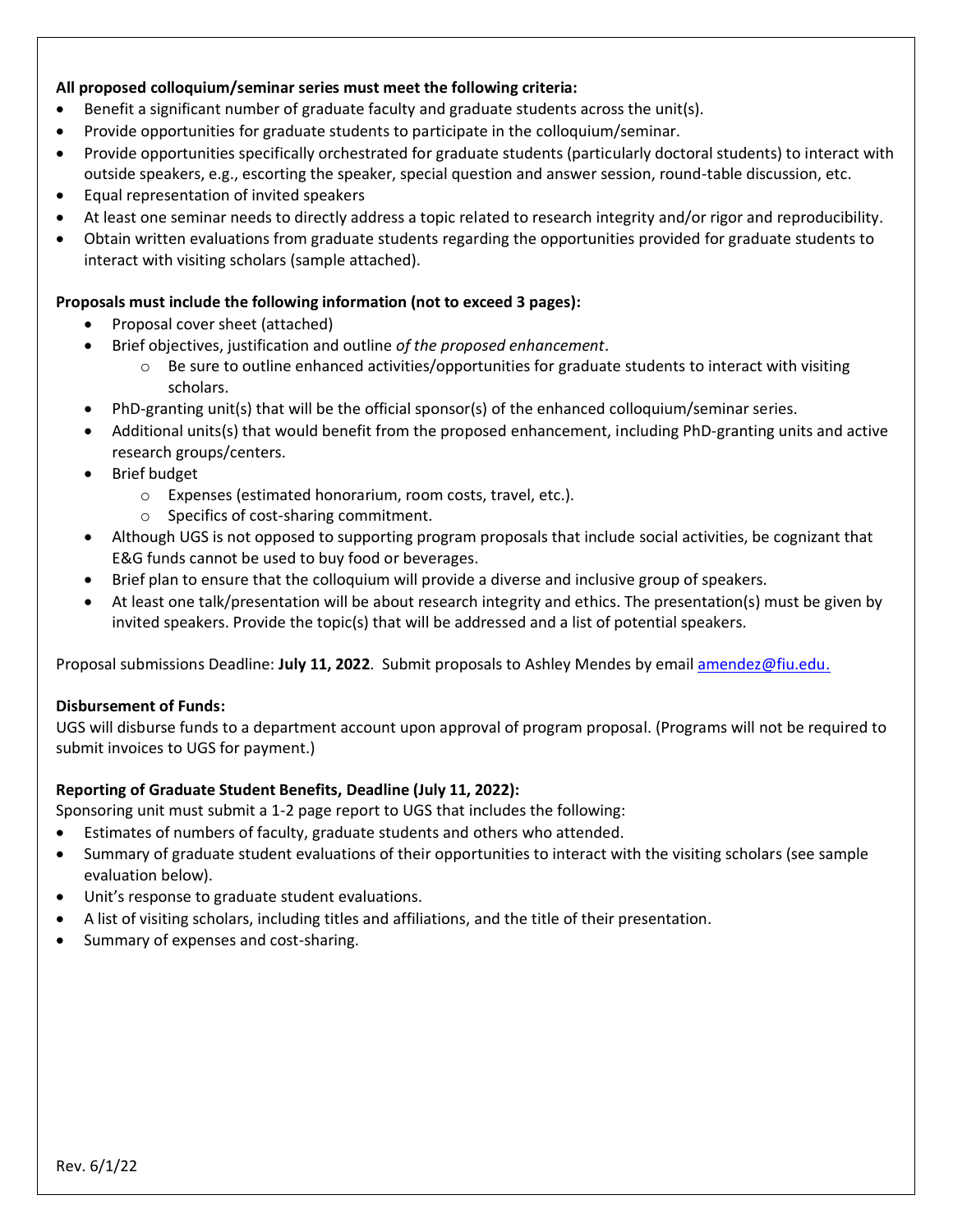**All proposed colloquium/seminar series must meet the following criteria:**

- Benefit a significant number of graduate faculty and graduate students across the unit(s).
- Provide opportunities for graduate students to participate in the colloquium/seminar.
- Provide opportunities specifically orchestrated for graduate students (particularly doctoral students) to interact with outside speakers, e.g., escorting the speaker, special question and answer session, round-table discussion, etc.
- Equal representation of invited speakers
- At least one seminar needs to directly address a topic related to research integrity and/or rigor and reproducibility.
- Obtain written evaluations from graduate students regarding the opportunities provided for graduate students to interact with visiting scholars (sample attached).

**Proposals must include the following information (not to exceed 3 pages):**

- Proposal cover sheet (attached)
- Brief objectives, justification and outline *of the proposed enhancement*.
  - Be sure to outline enhanced activities/opportunities for graduate students to interact with visiting scholars.
- PhD-granting unit(s) that will be the official sponsor(s) of the enhanced colloquium/seminar series.
- Additional units(s) that would benefit from the proposed enhancement, including PhD-granting units and active research groups/centers.
- Brief budget
  - Expenses (estimated honorarium, room costs, travel, etc.).
  - Specifics of cost-sharing commitment.
- Although UGS is not opposed to supporting program proposals that include social activities, be cognizant that E&G funds cannot be used to buy food or beverages.
- Brief plan to ensure that the colloquium will provide a diverse and inclusive group of speakers.
- At least one talk/presentation will be about research integrity and ethics. The presentation(s) must be given by invited speakers. Provide the topic(s) that will be addressed and a list of potential speakers.

Proposal submissions Deadline: **July 11, 2022**. Submit proposals to Ashley Mendes by email amendez@fiu.edu.

**Disbursement of Funds:**

UGS will disburse funds to a department account upon approval of program proposal. (Programs will not be required to submit invoices to UGS for payment.)

**Reporting of Graduate Student Benefits, Deadline (July 11, 2022):**

Sponsoring unit must submit a 1-2 page report to UGS that includes the following:

- Estimates of numbers of faculty, graduate students and others who attended.
- Summary of graduate student evaluations of their opportunities to interact with the visiting scholars (see sample evaluation below).
- Unit's response to graduate student evaluations.
- A list of visiting scholars, including titles and affiliations, and the title of their presentation.
- Summary of expenses and cost-sharing.

Rev. 6/1/22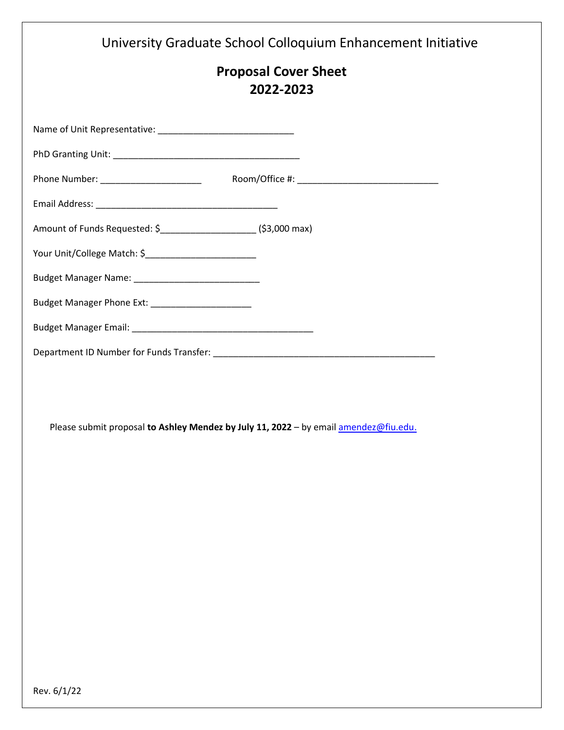University Graduate School Colloquium Enhancement Initiative

# Proposal Cover Sheet
# 2022-2023

Name of Unit Representative: ___________________________

PhD Granting Unit: _____________________________________

Phone Number: ____________________ Room/Office #: ____________________________

Email Address: ____________________________________

Amount of Funds Requested: $___________________ ($3,000 max)

Your Unit/College Match: $______________________

Budget Manager Name: _________________________

Budget Manager Phone Ext: ____________________

Budget Manager Email: ____________________________________

Department ID Number for Funds Transfer: ____________________________________________

Please submit proposal **to Ashley Mendez by July 11, 2022** – by email amendez@fiu.edu.

Rev. 6/1/22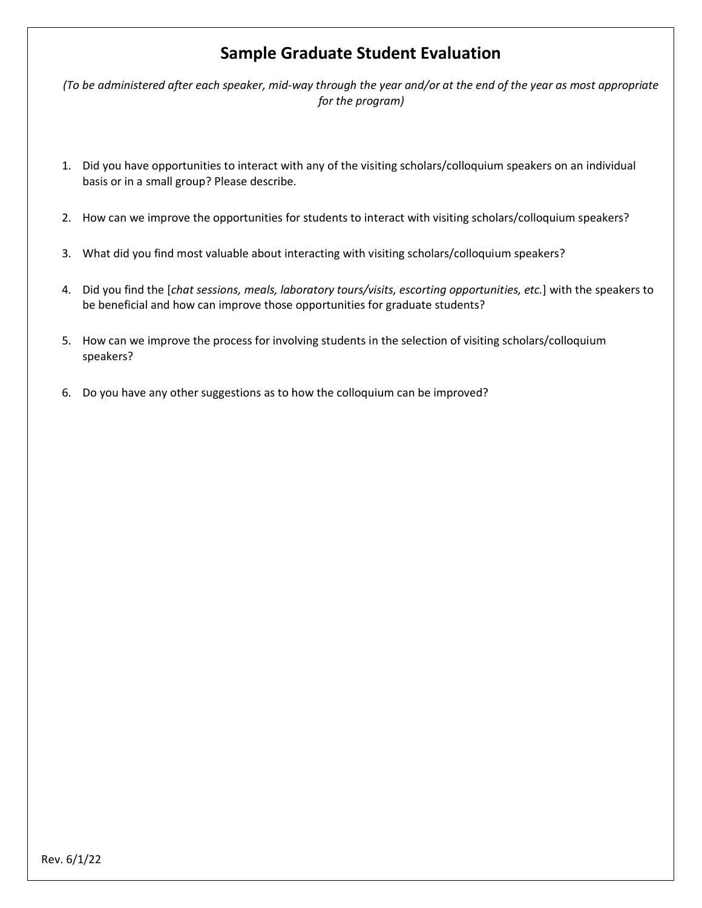# Sample Graduate Student Evaluation

*(To be administered after each speaker, mid-way through the year and/or at the end of the year as most appropriate for the program)*

1. Did you have opportunities to interact with any of the visiting scholars/colloquium speakers on an individual basis or in a small group? Please describe.
2. How can we improve the opportunities for students to interact with visiting scholars/colloquium speakers?
3. What did you find most valuable about interacting with visiting scholars/colloquium speakers?
4. Did you find the [*chat sessions, meals, laboratory tours/visits, escorting opportunities, etc.*] with the speakers to be beneficial and how can improve those opportunities for graduate students?
5. How can we improve the process for involving students in the selection of visiting scholars/colloquium speakers?
6. Do you have any other suggestions as to how the colloquium can be improved?

Rev. 6/1/22